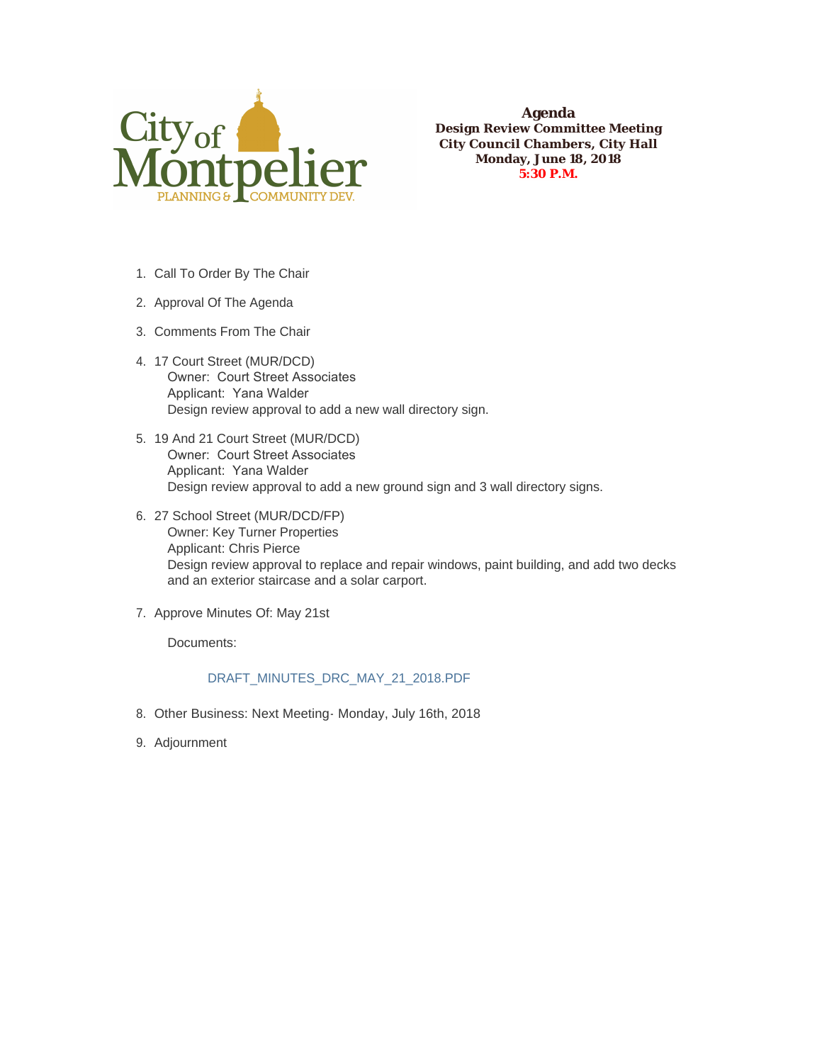City of Montpelier
PLANNING & COMMUNITY DEV.

# Agenda

**Design Review Committee Meeting**
**City Council Chambers, City Hall**
**Monday, June 18, 2018**
**5:30 P.M.**

1. Call To Order By The Chair

2. Approval Of The Agenda

3. Comments From The Chair

4. 17 Court Street (MUR/DCD)
   Owner: Court Street Associates
   Applicant: Yana Walder
   Design review approval to add a new wall directory sign.

5. 19 And 21 Court Street (MUR/DCD)
   Owner: Court Street Associates
   Applicant: Yana Walder
   Design review approval to add a new ground sign and 3 wall directory signs.

6. 27 School Street (MUR/DCD/FP)
   Owner: Key Turner Properties
   Applicant: Chris Pierce
   Design review approval to replace and repair windows, paint building, and add two decks and an exterior staircase and a solar carport.

7. Approve Minutes Of: May 21st

   Documents:

   DRAFT_MINUTES_DRC_MAY_21_2018.PDF

8. Other Business: Next Meeting- Monday, July 16th, 2018

9. Adjournment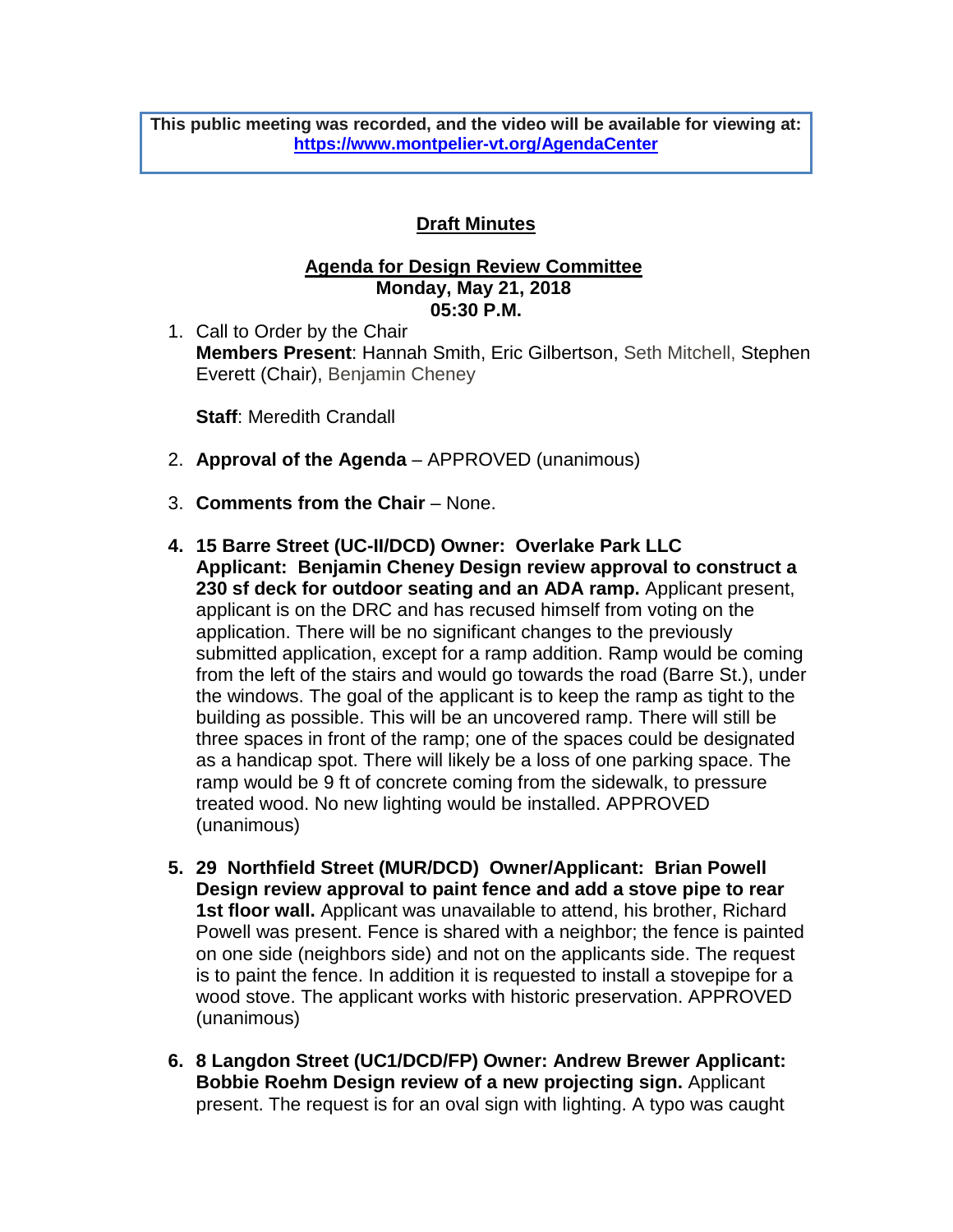This public meeting was recorded, and the video will be available for viewing at: **https://www.montpelier-vt.org/AgendaCenter**

## Draft Minutes

### Agenda for Design Review Committee
**Monday, May 21, 2018**
**05:30 P.M.**

1. Call to Order by the Chair
   **Members Present**: Hannah Smith, Eric Gilbertson, Seth Mitchell, Stephen Everett (Chair), Benjamin Cheney

   **Staff**: Meredith Crandall

2. **Approval of the Agenda** – APPROVED (unanimous)

3. **Comments from the Chair** – None.

4. **15 Barre Street (UC-II/DCD) Owner: Overlake Park LLC Applicant: Benjamin Cheney Design review approval to construct a 230 sf deck for outdoor seating and an ADA ramp.** Applicant present, applicant is on the DRC and has recused himself from voting on the application. There will be no significant changes to the previously submitted application, except for a ramp addition. Ramp would be coming from the left of the stairs and would go towards the road (Barre St.), under the windows. The goal of the applicant is to keep the ramp as tight to the building as possible. This will be an uncovered ramp. There will still be three spaces in front of the ramp; one of the spaces could be designated as a handicap spot. There will likely be a loss of one parking space. The ramp would be 9 ft of concrete coming from the sidewalk, to pressure treated wood. No new lighting would be installed. APPROVED (unanimous)

5. **29 Northfield Street (MUR/DCD) Owner/Applicant: Brian Powell Design review approval to paint fence and add a stove pipe to rear 1st floor wall.** Applicant was unavailable to attend, his brother, Richard Powell was present. Fence is shared with a neighbor; the fence is painted on one side (neighbors side) and not on the applicants side. The request is to paint the fence. In addition it is requested to install a stovepipe for a wood stove. The applicant works with historic preservation. APPROVED (unanimous)

6. **8 Langdon Street (UC1/DCD/FP) Owner: Andrew Brewer Applicant: Bobbie Roehm Design review of a new projecting sign.** Applicant present. The request is for an oval sign with lighting. A typo was caught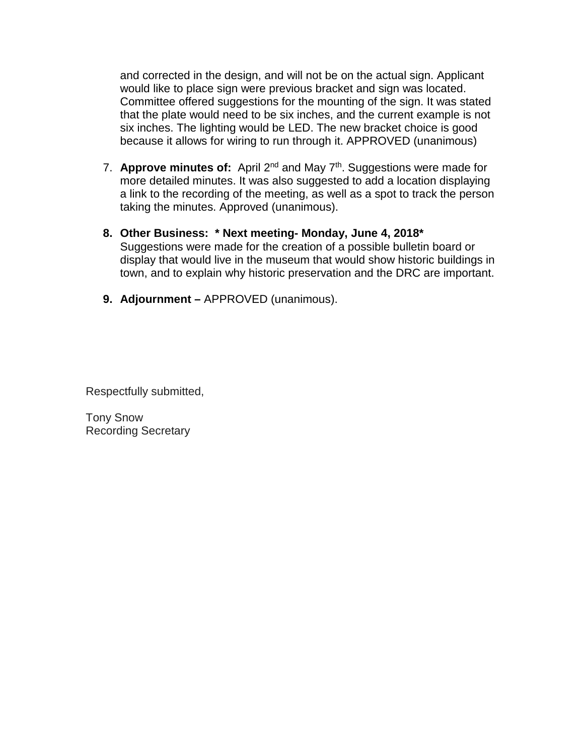and corrected in the design, and will not be on the actual sign. Applicant would like to place sign were previous bracket and sign was located. Committee offered suggestions for the mounting of the sign. It was stated that the plate would need to be six inches, and the current example is not six inches. The lighting would be LED. The new bracket choice is good because it allows for wiring to run through it. APPROVED (unanimous)

7. **Approve minutes of:** April 2nd and May 7th. Suggestions were made for more detailed minutes. It was also suggested to add a location displaying a link to the recording of the meeting, as well as a spot to track the person taking the minutes. Approved (unanimous).

8. **Other Business: * Next meeting- Monday, June 4, 2018***
   Suggestions were made for the creation of a possible bulletin board or display that would live in the museum that would show historic buildings in town, and to explain why historic preservation and the DRC are important.

9. **Adjournment –** APPROVED (unanimous).

Respectfully submitted,

Tony Snow
Recording Secretary